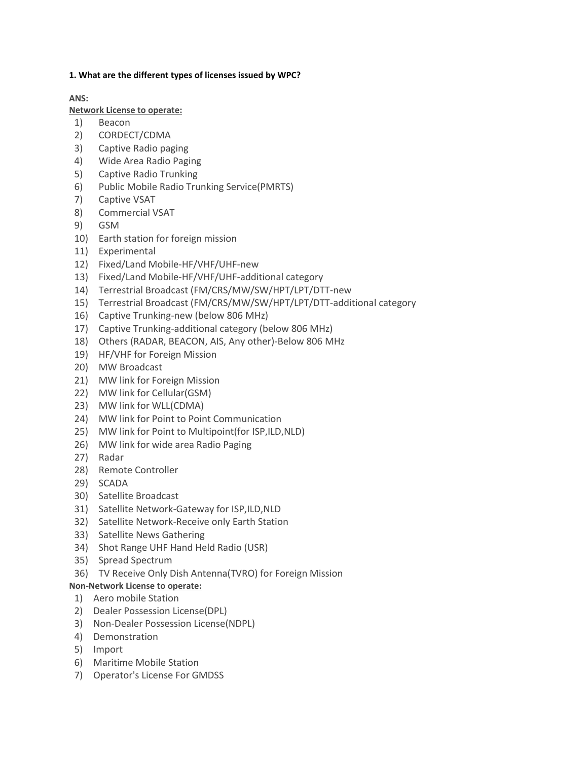**1. What are the different types of licenses issued by WPC?**

**ANS:**

**Network License to operate:**

1) Beacon
2) CORDECT/CDMA
3) Captive Radio paging
4) Wide Area Radio Paging
5) Captive Radio Trunking
6) Public Mobile Radio Trunking Service(PMRTS)
7) Captive VSAT
8) Commercial VSAT
9) GSM
10) Earth station for foreign mission
11) Experimental
12) Fixed/Land Mobile-HF/VHF/UHF-new
13) Fixed/Land Mobile-HF/VHF/UHF-additional category
14) Terrestrial Broadcast (FM/CRS/MW/SW/HPT/LPT/DTT-new
15) Terrestrial Broadcast (FM/CRS/MW/SW/HPT/LPT/DTT-additional category
16) Captive Trunking-new (below 806 MHz)
17) Captive Trunking-additional category (below 806 MHz)
18) Others (RADAR, BEACON, AIS, Any other)-Below 806 MHz
19) HF/VHF for Foreign Mission
20) MW Broadcast
21) MW link for Foreign Mission
22) MW link for Cellular(GSM)
23) MW link for WLL(CDMA)
24) MW link for Point to Point Communication
25) MW link for Point to Multipoint(for ISP,ILD,NLD)
26) MW link for wide area Radio Paging
27) Radar
28) Remote Controller
29) SCADA
30) Satellite Broadcast
31) Satellite Network-Gateway for ISP,ILD,NLD
32) Satellite Network-Receive only Earth Station
33) Satellite News Gathering
34) Shot Range UHF Hand Held Radio (USR)
35) Spread Spectrum
36) TV Receive Only Dish Antenna(TVRO) for Foreign Mission

**Non-Network License to operate:**

1) Aero mobile Station
2) Dealer Possession License(DPL)
3) Non-Dealer Possession License(NDPL)
4) Demonstration
5) Import
6) Maritime Mobile Station
7) Operator's License For GMDSS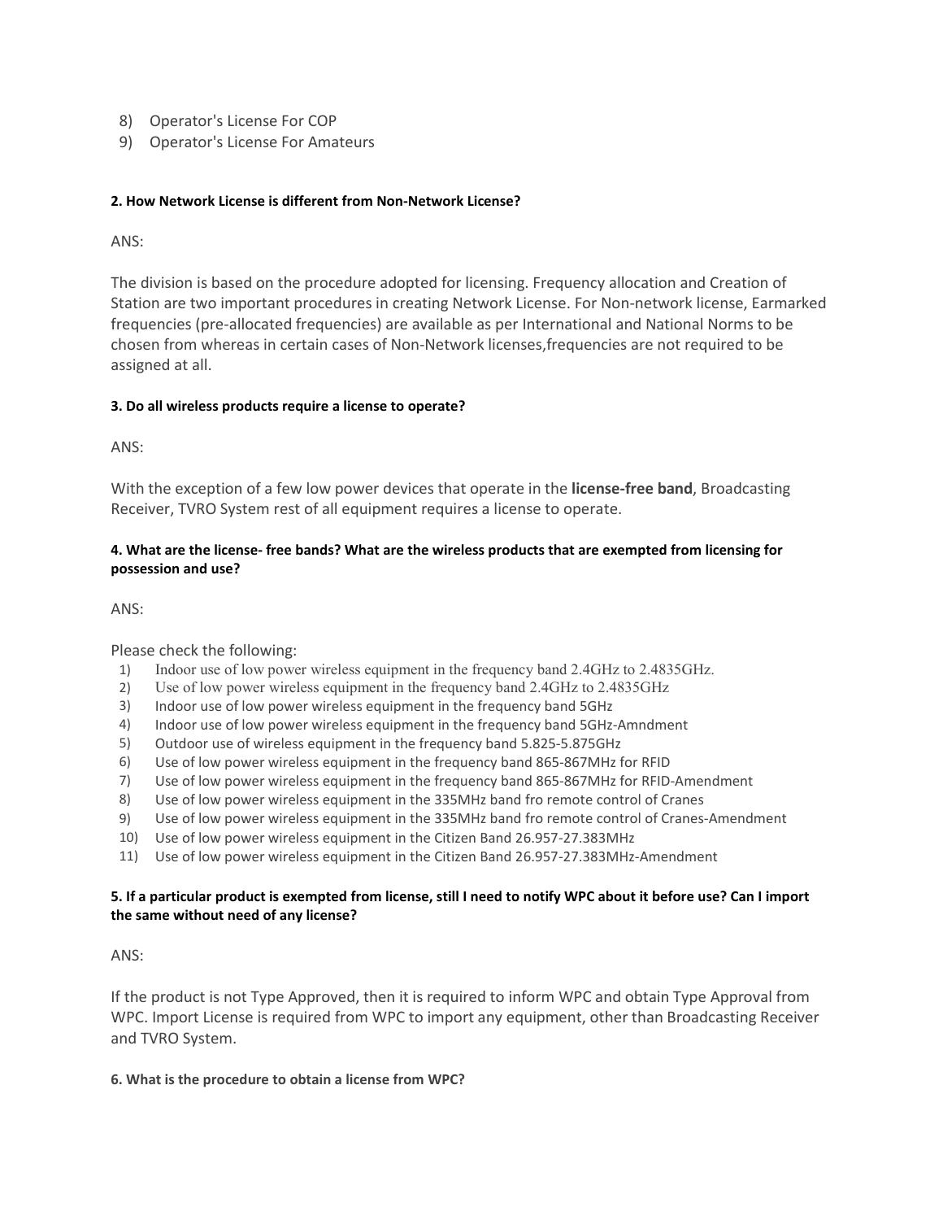8) Operator's License For COP
9) Operator's License For Amateurs

**2. How Network License is different from Non-Network License?**

ANS:

The division is based on the procedure adopted for licensing. Frequency allocation and Creation of Station are two important procedures in creating Network License. For Non-network license, Earmarked frequencies (pre-allocated frequencies) are available as per International and National Norms to be chosen from whereas in certain cases of Non-Network licenses,frequencies are not required to be assigned at all.

**3. Do all wireless products require a license to operate?**

ANS:

With the exception of a few low power devices that operate in the **license-free band**, Broadcasting Receiver, TVRO System rest of all equipment requires a license to operate.

**4. What are the license- free bands? What are the wireless products that are exempted from licensing for possession and use?**

ANS:

Please check the following:

1) Indoor use of low power wireless equipment in the frequency band 2.4GHz to 2.4835GHz.
2) Use of low power wireless equipment in the frequency band 2.4GHz to 2.4835GHz
3) Indoor use of low power wireless equipment in the frequency band 5GHz
4) Indoor use of low power wireless equipment in the frequency band 5GHz-Amndment
5) Outdoor use of wireless equipment in the frequency band 5.825-5.875GHz
6) Use of low power wireless equipment in the frequency band 865-867MHz for RFID
7) Use of low power wireless equipment in the frequency band 865-867MHz for RFID-Amendment
8) Use of low power wireless equipment in the 335MHz band fro remote control of Cranes
9) Use of low power wireless equipment in the 335MHz band fro remote control of Cranes-Amendment
10) Use of low power wireless equipment in the Citizen Band 26.957-27.383MHz
11) Use of low power wireless equipment in the Citizen Band 26.957-27.383MHz-Amendment

**5. If a particular product is exempted from license, still I need to notify WPC about it before use? Can I import the same without need of any license?**

ANS:

If the product is not Type Approved, then it is required to inform WPC and obtain Type Approval from WPC. Import License is required from WPC to import any equipment, other than Broadcasting Receiver and TVRO System.

**6. What is the procedure to obtain a license from WPC?**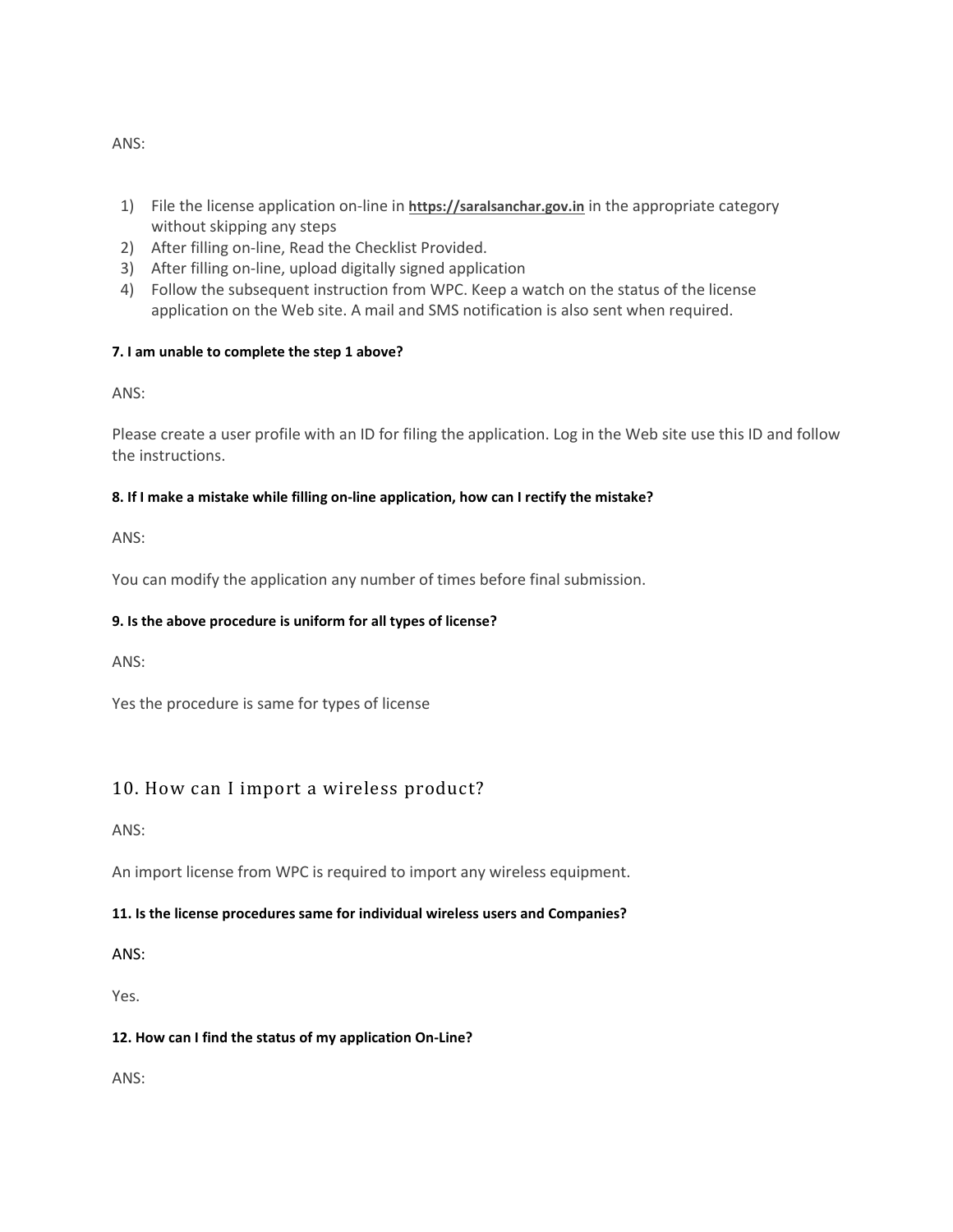ANS:

1) File the license application on-line in **https://saralsanchar.gov.in** in the appropriate category without skipping any steps
2) After filling on-line, Read the Checklist Provided.
3) After filling on-line, upload digitally signed application
4) Follow the subsequent instruction from WPC. Keep a watch on the status of the license application on the Web site. A mail and SMS notification is also sent when required.

**7. I am unable to complete the step 1 above?**

ANS:

Please create a user profile with an ID for filing the application. Log in the Web site use this ID and follow the instructions.

**8. If I make a mistake while filling on-line application, how can I rectify the mistake?**

ANS:

You can modify the application any number of times before final submission.

**9. Is the above procedure is uniform for all types of license?**

ANS:

Yes the procedure is same for types of license

## 10. How can I import a wireless product?

ANS:

An import license from WPC is required to import any wireless equipment.

**11. Is the license procedures same for individual wireless users and Companies?**

ANS:

Yes.

**12. How can I find the status of my application On-Line?**

ANS: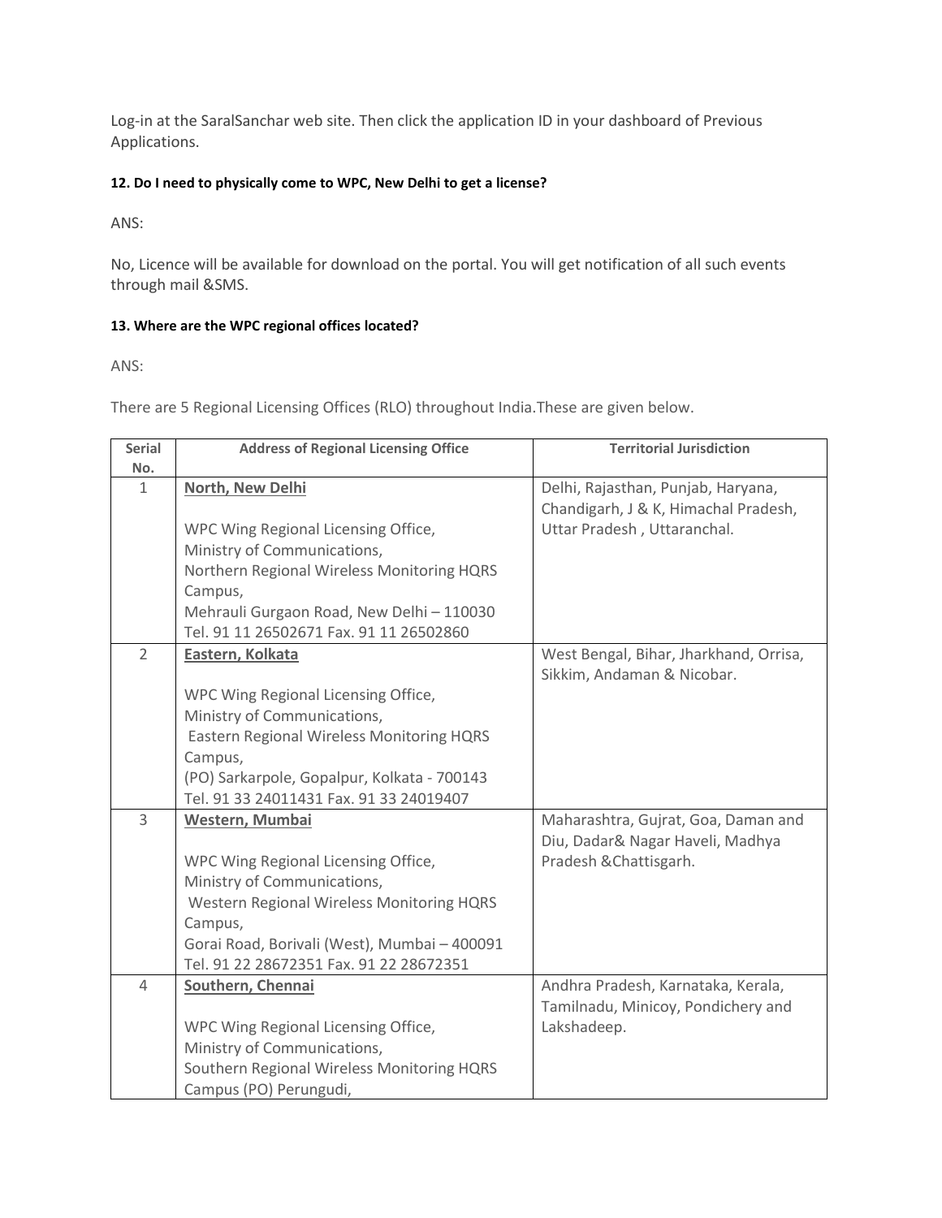Log-in at the SaralSanchar web site. Then click the application ID in your dashboard of Previous Applications.

**12. Do I need to physically come to WPC, New Delhi to get a license?**

ANS:

No, Licence will be available for download on the portal. You will get notification of all such events through mail &SMS.

**13. Where are the WPC regional offices located?**

ANS:

There are 5 Regional Licensing Offices (RLO) throughout India.These are given below.

| Serial No. | Address of Regional Licensing Office | Territorial Jurisdiction |
|---|---|---|
| 1 | **North, New Delhi**<br><br>WPC Wing Regional Licensing Office,<br>Ministry of Communications,<br>Northern Regional Wireless Monitoring HQRS Campus,<br>Mehrauli Gurgaon Road, New Delhi – 110030<br>Tel. 91 11 26502671 Fax. 91 11 26502860 | Delhi, Rajasthan, Punjab, Haryana, Chandigarh, J & K, Himachal Pradesh, Uttar Pradesh , Uttaranchal. |
| 2 | **Eastern, Kolkata**<br><br>WPC Wing Regional Licensing Office,<br>Ministry of Communications,<br>Eastern Regional Wireless Monitoring HQRS Campus,<br>(PO) Sarkarpole, Gopalpur, Kolkata - 700143<br>Tel. 91 33 24011431 Fax. 91 33 24019407 | West Bengal, Bihar, Jharkhand, Orrisa, Sikkim, Andaman & Nicobar. |
| 3 | **Western, Mumbai**<br><br>WPC Wing Regional Licensing Office,<br>Ministry of Communications,<br>Western Regional Wireless Monitoring HQRS Campus,<br>Gorai Road, Borivali (West), Mumbai – 400091<br>Tel. 91 22 28672351 Fax. 91 22 28672351 | Maharashtra, Gujrat, Goa, Daman and Diu, Dadar& Nagar Haveli, Madhya Pradesh &Chattisgarh. |
| 4 | **Southern, Chennai**<br><br>WPC Wing Regional Licensing Office,<br>Ministry of Communications,<br>Southern Regional Wireless Monitoring HQRS Campus (PO) Perungudi, | Andhra Pradesh, Karnataka, Kerala, Tamilnadu, Minicoy, Pondichery and Lakshadeep. |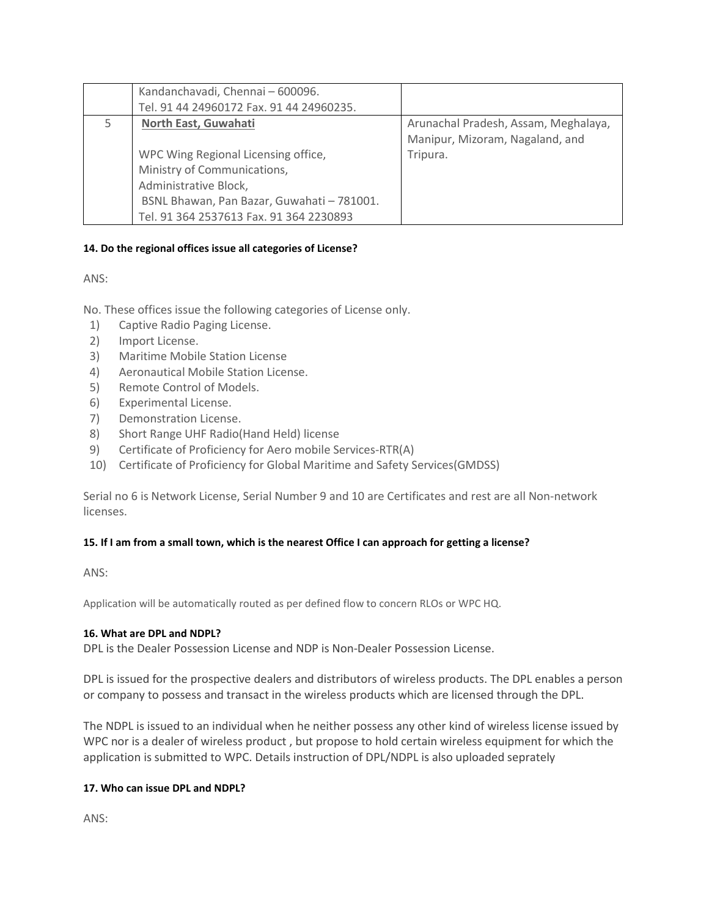| | | |
|---|---|---|
| | Kandanchavadi, Chennai – 600096.<br>Tel. 91 44 24960172 Fax. 91 44 24960235. | |
| 5 | **North East, Guwahati**<br><br>WPC Wing Regional Licensing office,<br>Ministry of Communications,<br>Administrative Block,<br>BSNL Bhawan, Pan Bazar, Guwahati – 781001.<br>Tel. 91 364 2537613 Fax. 91 364 2230893 | Arunachal Pradesh, Assam, Meghalaya, Manipur, Mizoram, Nagaland, and Tripura. |

**14. Do the regional offices issue all categories of License?**

ANS:

No. These offices issue the following categories of License only.

1) Captive Radio Paging License.
2) Import License.
3) Maritime Mobile Station License
4) Aeronautical Mobile Station License.
5) Remote Control of Models.
6) Experimental License.
7) Demonstration License.
8) Short Range UHF Radio(Hand Held) license
9) Certificate of Proficiency for Aero mobile Services-RTR(A)
10) Certificate of Proficiency for Global Maritime and Safety Services(GMDSS)

Serial no 6 is Network License, Serial Number 9 and 10 are Certificates and rest are all Non-network licenses.

**15. If I am from a small town, which is the nearest Office I can approach for getting a license?**

ANS:

Application will be automatically routed as per defined flow to concern RLOs or WPC HQ.

**16. What are DPL and NDPL?**

DPL is the Dealer Possession License and NDP is Non-Dealer Possession License.

DPL is issued for the prospective dealers and distributors of wireless products. The DPL enables a person or company to possess and transact in the wireless products which are licensed through the DPL.

The NDPL is issued to an individual when he neither possess any other kind of wireless license issued by WPC nor is a dealer of wireless product , but propose to hold certain wireless equipment for which the application is submitted to WPC. Details instruction of DPL/NDPL is also uploaded seprately

**17. Who can issue DPL and NDPL?**

ANS: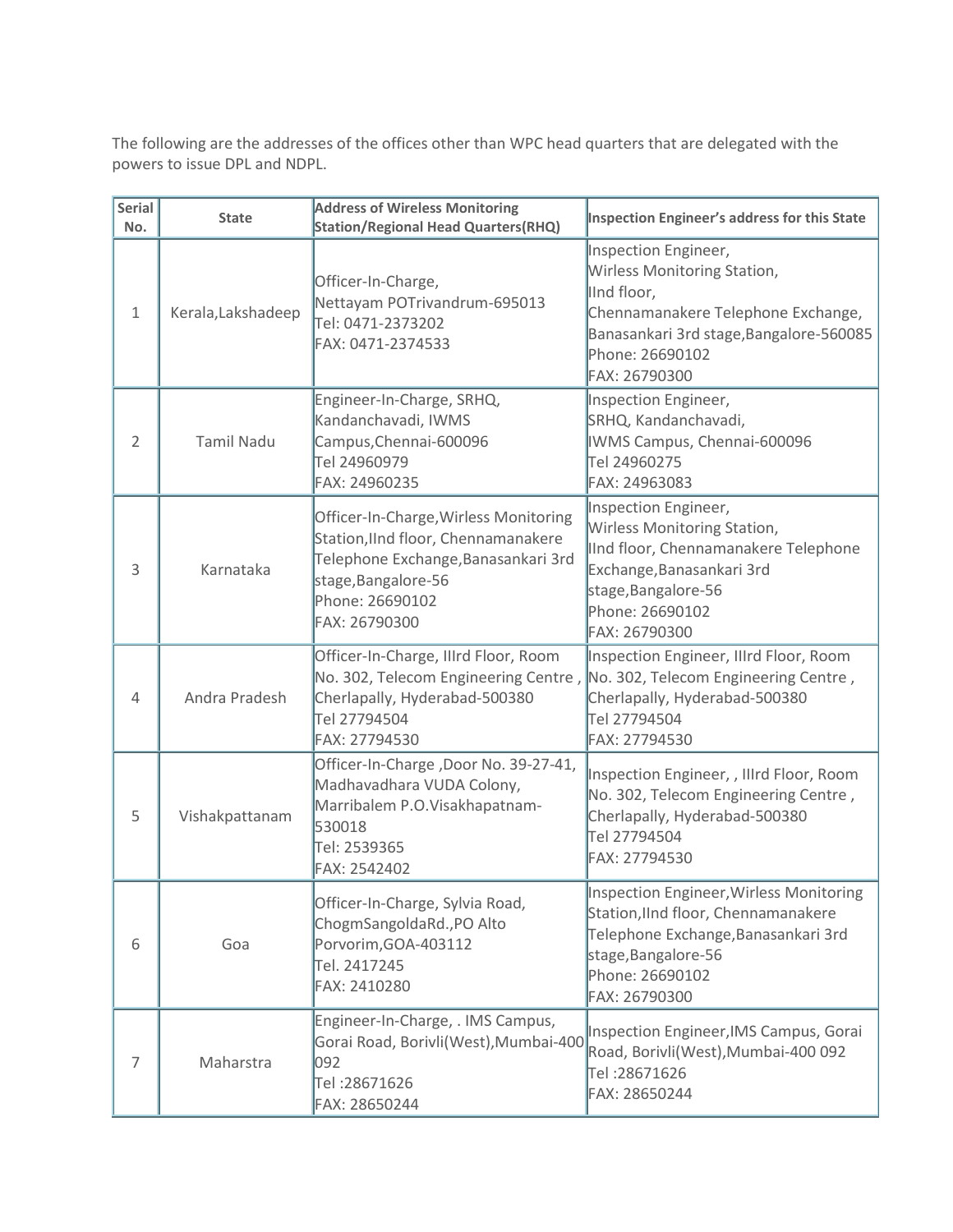The following are the addresses of the offices other than WPC head quarters that are delegated with the powers to issue DPL and NDPL.

| Serial No. | State | Address of Wireless Monitoring Station/Regional Head Quarters(RHQ) | Inspection Engineer's address for this State |
|---|---|---|---|
| 1 | Kerala,Lakshadeep | Officer-In-Charge,<br>Nettayam POTrivandrum-695013<br>Tel: 0471-2373202<br>FAX: 0471-2374533 | Inspection Engineer,<br>Wirless Monitoring Station,<br>IInd floor,<br>Chennamanakere Telephone Exchange,<br>Banasankari 3rd stage,Bangalore-560085<br>Phone: 26690102<br>FAX: 26790300 |
| 2 | Tamil Nadu | Engineer-In-Charge, SRHQ,<br>Kandanchavadi, IWMS<br>Campus,Chennai-600096<br>Tel 24960979<br>FAX: 24960235 | Inspection Engineer,<br>SRHQ, Kandanchavadi,<br>IWMS Campus, Chennai-600096<br>Tel 24960275<br>FAX: 24963083 |
| 3 | Karnataka | Officer-In-Charge,Wirless Monitoring Station,IInd floor, Chennamanakere Telephone Exchange,Banasankari 3rd stage,Bangalore-56<br>Phone: 26690102<br>FAX: 26790300 | Inspection Engineer,<br>Wirless Monitoring Station,<br>IInd floor, Chennamanakere Telephone Exchange,Banasankari 3rd stage,Bangalore-56<br>Phone: 26690102<br>FAX: 26790300 |
| 4 | Andra Pradesh | Officer-In-Charge, IIIrd Floor, Room No. 302, Telecom Engineering Centre , Cherlapally, Hyderabad-500380<br>Tel 27794504<br>FAX: 27794530 | Inspection Engineer, IIIrd Floor, Room No. 302, Telecom Engineering Centre , Cherlapally, Hyderabad-500380<br>Tel 27794504<br>FAX: 27794530 |
| 5 | Vishakpattanam | Officer-In-Charge ,Door No. 39-27-41, Madhavadhara VUDA Colony, Marribalem P.O.Visakhapatnam-530018<br>Tel: 2539365<br>FAX: 2542402 | Inspection Engineer, , IIIrd Floor, Room No. 302, Telecom Engineering Centre , Cherlapally, Hyderabad-500380<br>Tel 27794504<br>FAX: 27794530 |
| 6 | Goa | Officer-In-Charge, Sylvia Road, ChogmSangoldaRd.,PO Alto Porvorim,GOA-403112<br>Tel. 2417245<br>FAX: 2410280 | Inspection Engineer,Wirless Monitoring Station,IInd floor, Chennamanakere Telephone Exchange,Banasankari 3rd stage,Bangalore-56<br>Phone: 26690102<br>FAX: 26790300 |
| 7 | Maharstra | Engineer-In-Charge, . IMS Campus, Gorai Road, Borivli(West),Mumbai-400 092<br>Tel :28671626<br>FAX: 28650244 | Inspection Engineer,IMS Campus, Gorai Road, Borivli(West),Mumbai-400 092<br>Tel :28671626<br>FAX: 28650244 |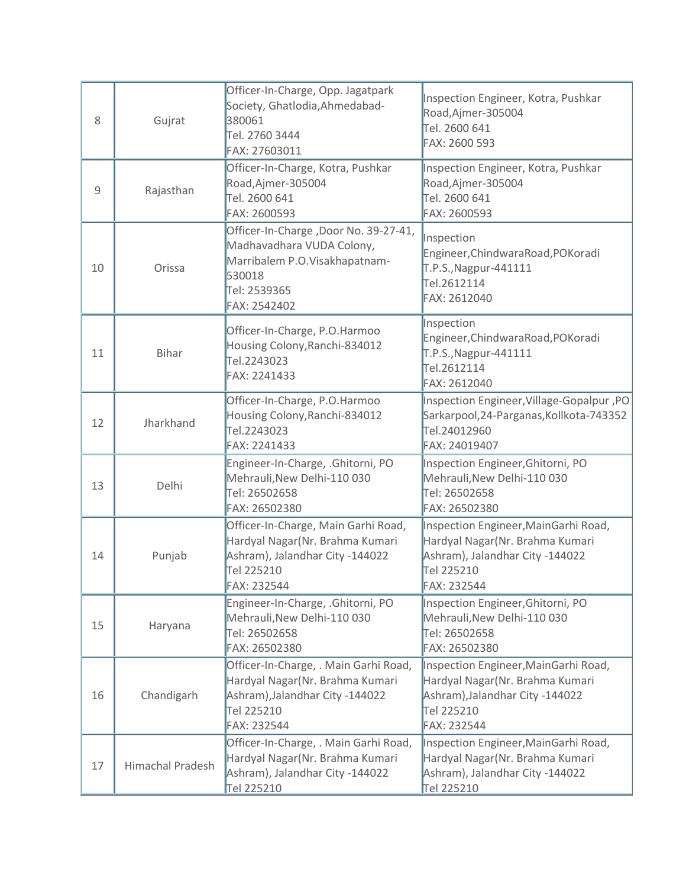| 8 | Gujrat | Officer-In-Charge, Opp. Jagatpark Society, Ghatlodia,Ahmedabad-380061<br>Tel. 2760 3444<br>FAX: 27603011 | Inspection Engineer, Kotra, Pushkar Road,Ajmer-305004<br>Tel. 2600 641<br>FAX: 2600 593 |
|---|---|---|---|
| 9 | Rajasthan | Officer-In-Charge, Kotra, Pushkar Road,Ajmer-305004<br>Tel. 2600 641<br>FAX: 2600593 | Inspection Engineer, Kotra, Pushkar Road,Ajmer-305004<br>Tel. 2600 641<br>FAX: 2600593 |
| 10 | Orissa | Officer-In-Charge ,Door No. 39-27-41, Madhavadhara VUDA Colony, Marribalem P.O.Visakhapatnam-530018<br>Tel: 2539365<br>FAX: 2542402 | Inspection Engineer,ChindwaraRoad,POKoradi T.P.S.,Nagpur-441111<br>Tel.2612114<br>FAX: 2612040 |
| 11 | Bihar | Officer-In-Charge, P.O.Harmoo Housing Colony,Ranchi-834012<br>Tel.2243023<br>FAX: 2241433 | Inspection Engineer,ChindwaraRoad,POKoradi T.P.S.,Nagpur-441111<br>Tel.2612114<br>FAX: 2612040 |
| 12 | Jharkhand | Officer-In-Charge, P.O.Harmoo Housing Colony,Ranchi-834012<br>Tel.2243023<br>FAX: 2241433 | Inspection Engineer,Village-Gopalpur ,PO Sarkarpool,24-Parganas,Kollkota-743352<br>Tel.24012960<br>FAX: 24019407 |
| 13 | Delhi | Engineer-In-Charge, .Ghitorni, PO Mehrauli,New Delhi-110 030<br>Tel: 26502658<br>FAX: 26502380 | Inspection Engineer,Ghitorni, PO Mehrauli,New Delhi-110 030<br>Tel: 26502658<br>FAX: 26502380 |
| 14 | Punjab | Officer-In-Charge, Main Garhi Road, Hardyal Nagar(Nr. Brahma Kumari Ashram), Jalandhar City -144022<br>Tel 225210<br>FAX: 232544 | Inspection Engineer,MainGarhi Road, Hardyal Nagar(Nr. Brahma Kumari Ashram), Jalandhar City -144022<br>Tel 225210<br>FAX: 232544 |
| 15 | Haryana | Engineer-In-Charge, .Ghitorni, PO Mehrauli,New Delhi-110 030<br>Tel: 26502658<br>FAX: 26502380 | Inspection Engineer,Ghitorni, PO Mehrauli,New Delhi-110 030<br>Tel: 26502658<br>FAX: 26502380 |
| 16 | Chandigarh | Officer-In-Charge, . Main Garhi Road, Hardyal Nagar(Nr. Brahma Kumari Ashram),Jalandhar City -144022<br>Tel 225210<br>FAX: 232544 | Inspection Engineer,MainGarhi Road, Hardyal Nagar(Nr. Brahma Kumari Ashram),Jalandhar City -144022<br>Tel 225210<br>FAX: 232544 |
| 17 | Himachal Pradesh | Officer-In-Charge, . Main Garhi Road, Hardyal Nagar(Nr. Brahma Kumari Ashram), Jalandhar City -144022<br>Tel 225210 | Inspection Engineer,MainGarhi Road, Hardyal Nagar(Nr. Brahma Kumari Ashram), Jalandhar City -144022<br>Tel 225210 |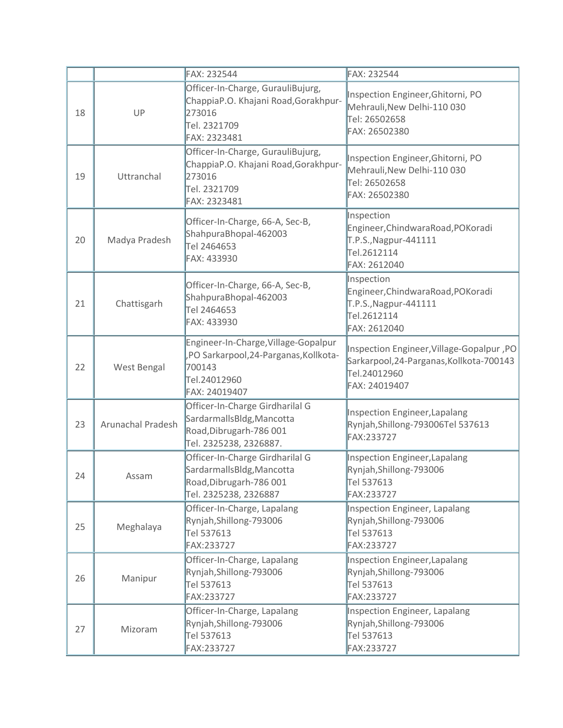| | | FAX: 232544 | FAX: 232544 |
|---|---|---|---|
| 18 | UP | Officer-In-Charge, GurauliBujurg, ChappiaP.O. Khajani Road,Gorakhpur-273016<br>Tel. 2321709<br>FAX: 2323481 | Inspection Engineer,Ghitorni, PO Mehrauli,New Delhi-110 030<br>Tel: 26502658<br>FAX: 26502380 |
| 19 | Uttranchal | Officer-In-Charge, GurauliBujurg, ChappiaP.O. Khajani Road,Gorakhpur-273016<br>Tel. 2321709<br>FAX: 2323481 | Inspection Engineer,Ghitorni, PO Mehrauli,New Delhi-110 030<br>Tel: 26502658<br>FAX: 26502380 |
| 20 | Madya Pradesh | Officer-In-Charge, 66-A, Sec-B, ShahpuraBhopal-462003<br>Tel 2464653<br>FAX: 433930 | Inspection Engineer,ChindwaraRoad,POKoradi T.P.S.,Nagpur-441111<br>Tel.2612114<br>FAX: 2612040 |
| 21 | Chattisgarh | Officer-In-Charge, 66-A, Sec-B, ShahpuraBhopal-462003<br>Tel 2464653<br>FAX: 433930 | Inspection Engineer,ChindwaraRoad,POKoradi T.P.S.,Nagpur-441111<br>Tel.2612114<br>FAX: 2612040 |
| 22 | West Bengal | Engineer-In-Charge,Village-Gopalpur ,PO Sarkarpool,24-Parganas,Kollkota-700143<br>Tel.24012960<br>FAX: 24019407 | Inspection Engineer,Village-Gopalpur ,PO Sarkarpool,24-Parganas,Kollkota-700143<br>Tel.24012960<br>FAX: 24019407 |
| 23 | Arunachal Pradesh | Officer-In-Charge Girdharilal G SardarmallsBldg,Mancotta Road,Dibrugarh-786 001<br>Tel. 2325238, 2326887. | Inspection Engineer,Lapalang Rynjah,Shillong-793006Tel 537613<br>FAX:233727 |
| 24 | Assam | Officer-In-Charge Girdharilal G SardarmallsBldg,Mancotta Road,Dibrugarh-786 001<br>Tel. 2325238, 2326887 | Inspection Engineer,Lapalang Rynjah,Shillong-793006<br>Tel 537613<br>FAX:233727 |
| 25 | Meghalaya | Officer-In-Charge, Lapalang Rynjah,Shillong-793006<br>Tel 537613<br>FAX:233727 | Inspection Engineer, Lapalang Rynjah,Shillong-793006<br>Tel 537613<br>FAX:233727 |
| 26 | Manipur | Officer-In-Charge, Lapalang Rynjah,Shillong-793006<br>Tel 537613<br>FAX:233727 | Inspection Engineer,Lapalang Rynjah,Shillong-793006<br>Tel 537613<br>FAX:233727 |
| 27 | Mizoram | Officer-In-Charge, Lapalang Rynjah,Shillong-793006<br>Tel 537613<br>FAX:233727 | Inspection Engineer, Lapalang Rynjah,Shillong-793006<br>Tel 537613<br>FAX:233727 |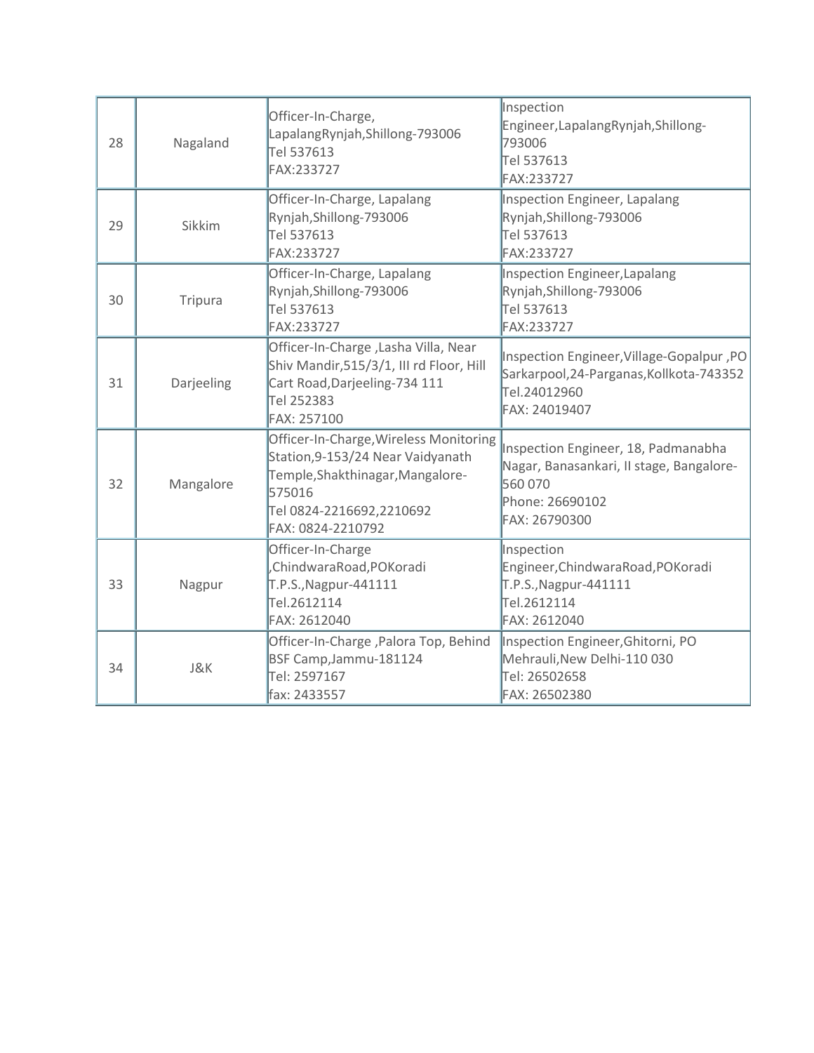| | | | |
|---|---|---|---|
| 28 | Nagaland | Officer-In-Charge, LapalangRynjah,Shillong-793006<br>Tel 537613<br>FAX:233727 | Inspection Engineer,LapalangRynjah,Shillong-793006<br>Tel 537613<br>FAX:233727 |
| 29 | Sikkim | Officer-In-Charge, Lapalang Rynjah,Shillong-793006<br>Tel 537613<br>FAX:233727 | Inspection Engineer, Lapalang Rynjah,Shillong-793006<br>Tel 537613<br>FAX:233727 |
| 30 | Tripura | Officer-In-Charge, Lapalang Rynjah,Shillong-793006<br>Tel 537613<br>FAX:233727 | Inspection Engineer,Lapalang Rynjah,Shillong-793006<br>Tel 537613<br>FAX:233727 |
| 31 | Darjeeling | Officer-In-Charge ,Lasha Villa, Near Shiv Mandir,515/3/1, III rd Floor, Hill Cart Road,Darjeeling-734 111<br>Tel 252383<br>FAX: 257100 | Inspection Engineer,Village-Gopalpur ,PO Sarkarpool,24-Parganas,Kollkota-743352<br>Tel.24012960<br>FAX: 24019407 |
| 32 | Mangalore | Officer-In-Charge,Wireless Monitoring Station,9-153/24 Near Vaidyanath Temple,Shakthinagar,Mangalore-575016<br>Tel 0824-2216692,2210692<br>FAX: 0824-2210792 | Inspection Engineer, 18, Padmanabha Nagar, Banasankari, II stage, Bangalore-560 070<br>Phone: 26690102<br>FAX: 26790300 |
| 33 | Nagpur | Officer-In-Charge ,ChindwaraRoad,POKoradi T.P.S.,Nagpur-441111<br>Tel.2612114<br>FAX: 2612040 | Inspection Engineer,ChindwaraRoad,POKoradi T.P.S.,Nagpur-441111<br>Tel.2612114<br>FAX: 2612040 |
| 34 | J&K | Officer-In-Charge ,Palora Top, Behind BSF Camp,Jammu-181124<br>Tel: 2597167<br>fax: 2433557 | Inspection Engineer,Ghitorni, PO Mehrauli,New Delhi-110 030<br>Tel: 26502658<br>FAX: 26502380 |